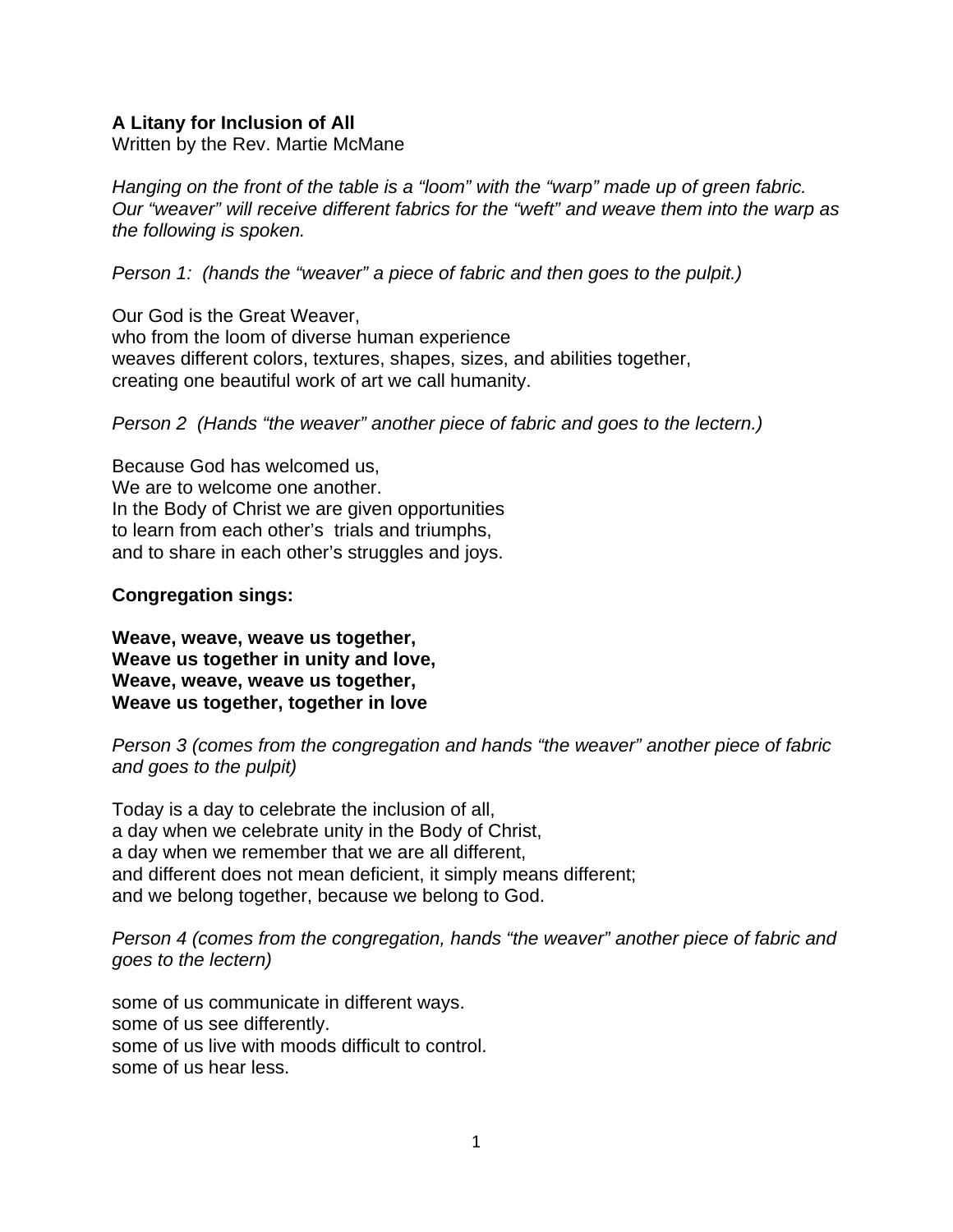**A Litany for Inclusion of All**
Written by the Rev. Martie McMane

*Hanging on the front of the table is a "loom" with the "warp" made up of green fabric. Our "weaver" will receive different fabrics for the "weft" and weave them into the warp as the following is spoken.*

*Person 1: (hands the "weaver" a piece of fabric and then goes to the pulpit.)*

Our God is the Great Weaver,
who from the loom of diverse human experience
weaves different colors, textures, shapes, sizes, and abilities together,
creating one beautiful work of art we call humanity.

*Person 2 (Hands "the weaver" another piece of fabric and goes to the lectern.)*

Because God has welcomed us,
We are to welcome one another.
In the Body of Christ we are given opportunities
to learn from each other's trials and triumphs,
and to share in each other's struggles and joys.

**Congregation sings:**

**Weave, weave, weave us together,**
**Weave us together in unity and love,**
**Weave, weave, weave us together,**
**Weave us together, together in love**

*Person 3 (comes from the congregation and hands "the weaver" another piece of fabric and goes to the pulpit)*

Today is a day to celebrate the inclusion of all,
a day when we celebrate unity in the Body of Christ,
a day when we remember that we are all different,
and different does not mean deficient, it simply means different;
and we belong together, because we belong to God.

*Person 4 (comes from the congregation, hands "the weaver" another piece of fabric and goes to the lectern)*

some of us communicate in different ways.
some of us see differently.
some of us live with moods difficult to control.
some of us hear less.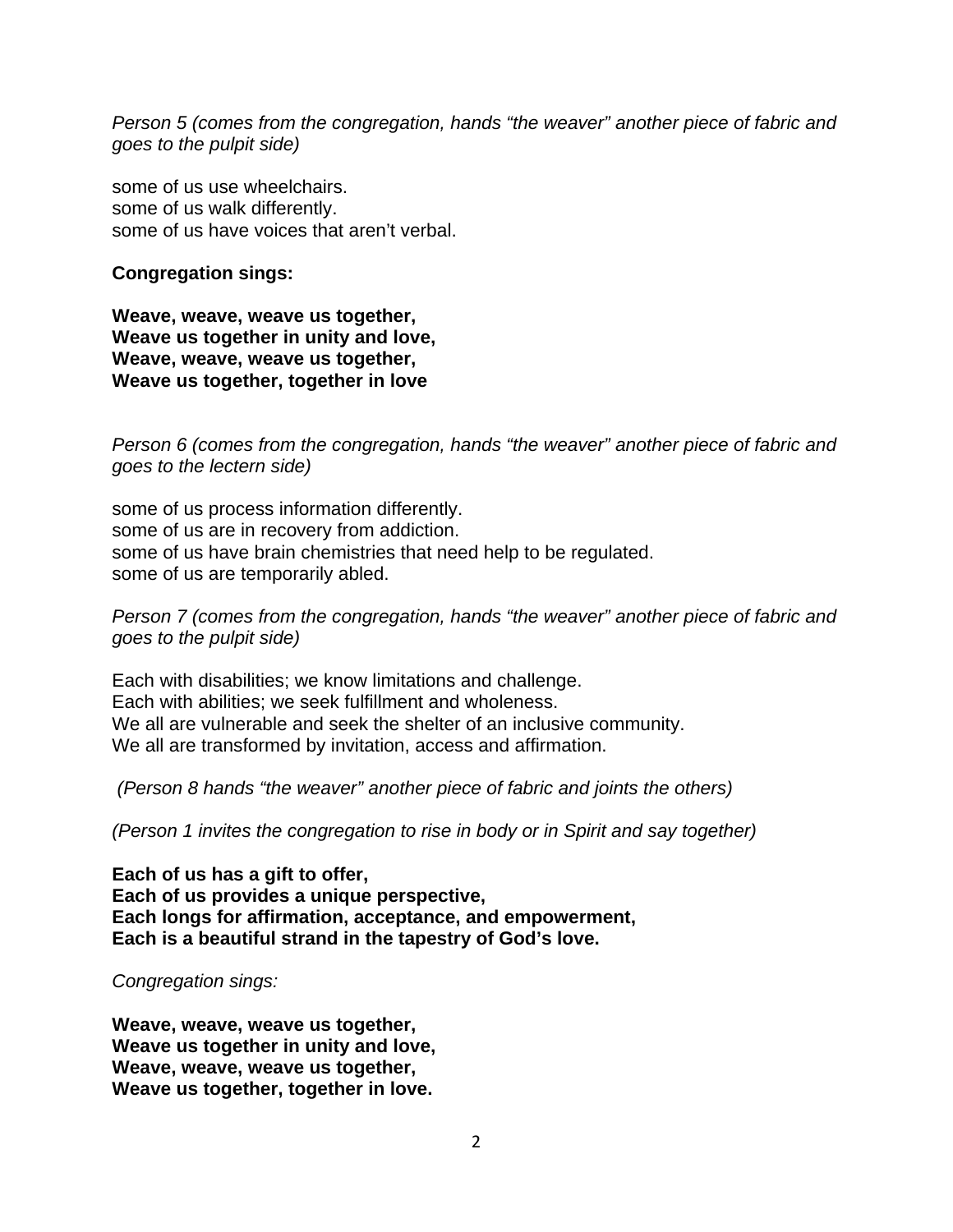*Person 5 (comes from the congregation, hands “the weaver” another piece of fabric and goes to the pulpit side)*

some of us use wheelchairs.
some of us walk differently.
some of us have voices that aren’t verbal.

**Congregation sings:**

**Weave, weave, weave us together,**
**Weave us together in unity and love,**
**Weave, weave, weave us together,**
**Weave us together, together in love**

*Person 6 (comes from the congregation, hands “the weaver” another piece of fabric and goes to the lectern side)*

some of us process information differently.
some of us are in recovery from addiction.
some of us have brain chemistries that need help to be regulated.
some of us are temporarily abled.

*Person 7 (comes from the congregation, hands “the weaver” another piece of fabric and goes to the pulpit side)*

Each with disabilities; we know limitations and challenge.
Each with abilities; we seek fulfillment and wholeness.
We all are vulnerable and seek the shelter of an inclusive community.
We all are transformed by invitation, access and affirmation.

*(Person 8 hands “the weaver” another piece of fabric and joints the others)*

*(Person 1 invites the congregation to rise in body or in Spirit and say together)*

**Each of us has a gift to offer,**
**Each of us provides a unique perspective,**
**Each longs for affirmation, acceptance, and empowerment,**
**Each is a beautiful strand in the tapestry of God’s love.**

*Congregation sings:*

**Weave, weave, weave us together,**
**Weave us together in unity and love,**
**Weave, weave, weave us together,**
**Weave us together, together in love.**